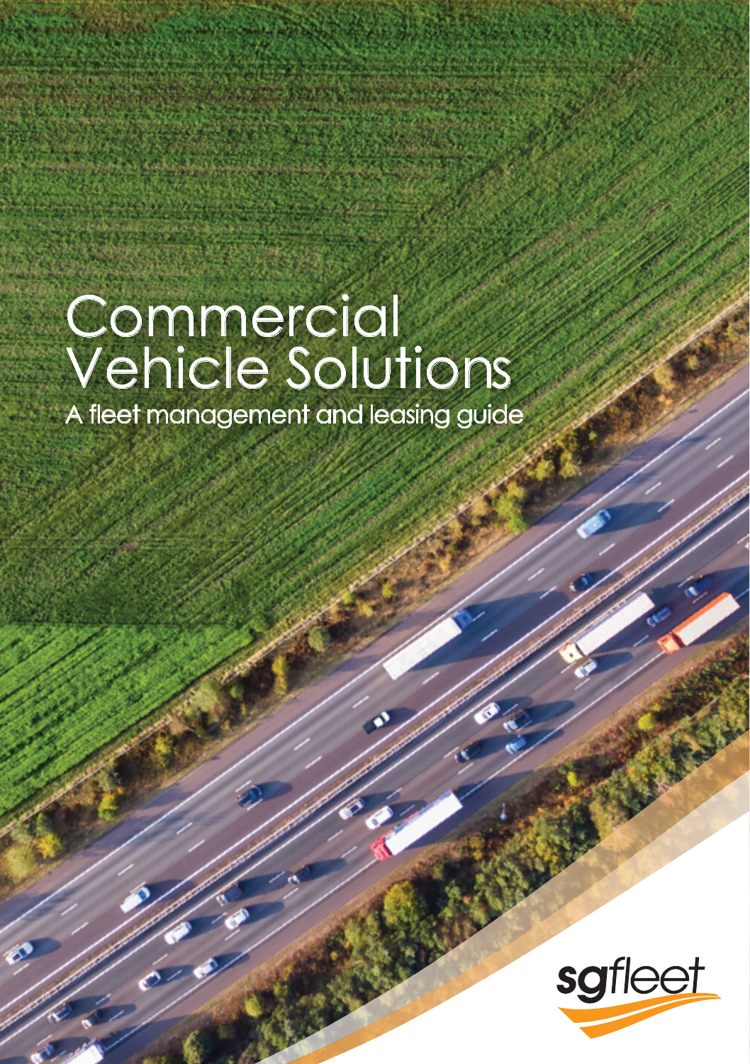# Commercial Vehicle Solutions

## A fleet management and leasing guide

sgfleet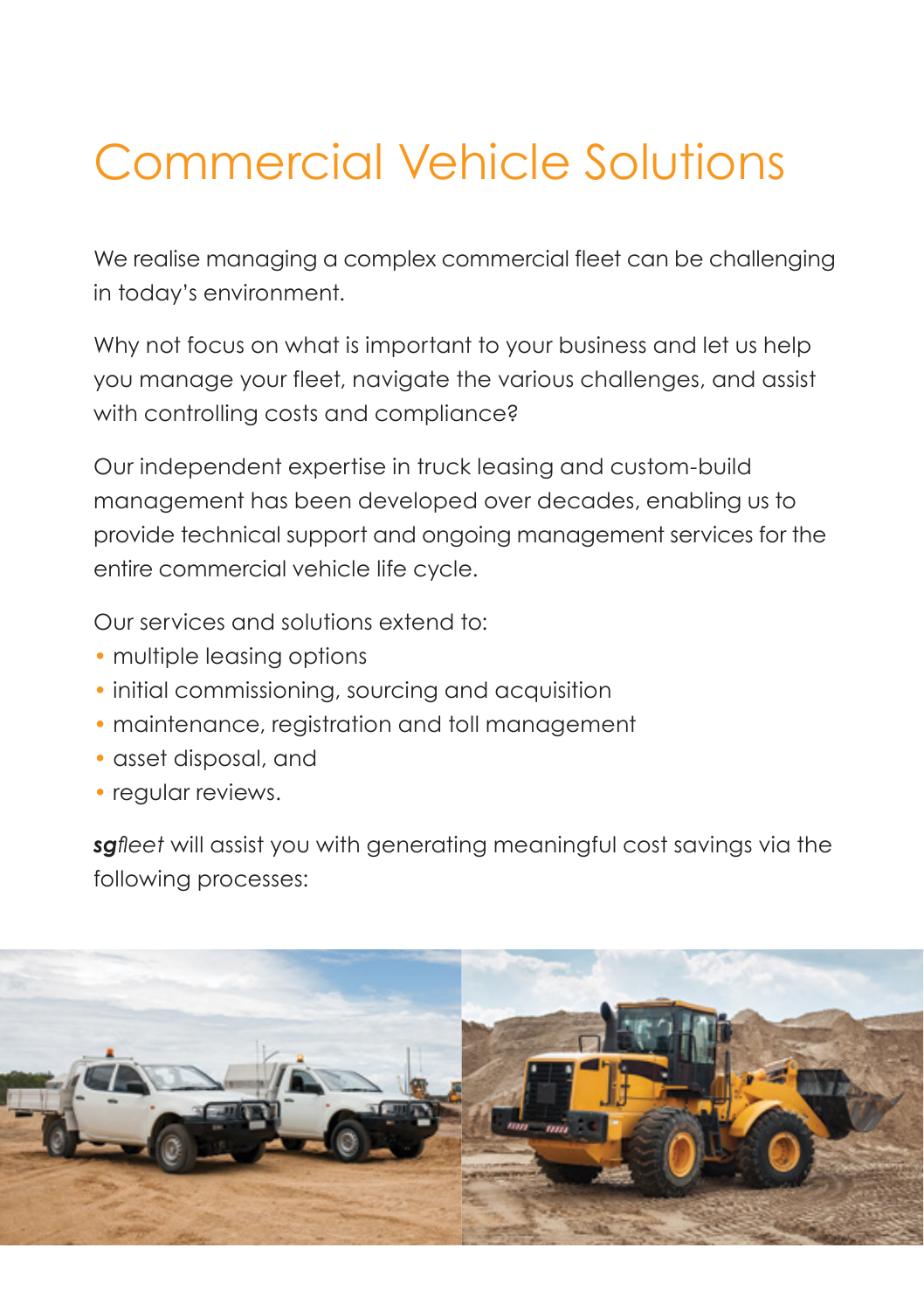# Commercial Vehicle Solutions

We realise managing a complex commercial fleet can be challenging in today's environment.

Why not focus on what is important to your business and let us help you manage your fleet, navigate the various challenges, and assist with controlling costs and compliance?

Our independent expertise in truck leasing and custom-build management has been developed over decades, enabling us to provide technical support and ongoing management services for the entire commercial vehicle life cycle.

Our services and solutions extend to:

- multiple leasing options
- initial commissioning, sourcing and acquisition
- maintenance, registration and toll management
- asset disposal, and
- regular reviews.

***sg****fleet* will assist you with generating meaningful cost savings via the following processes: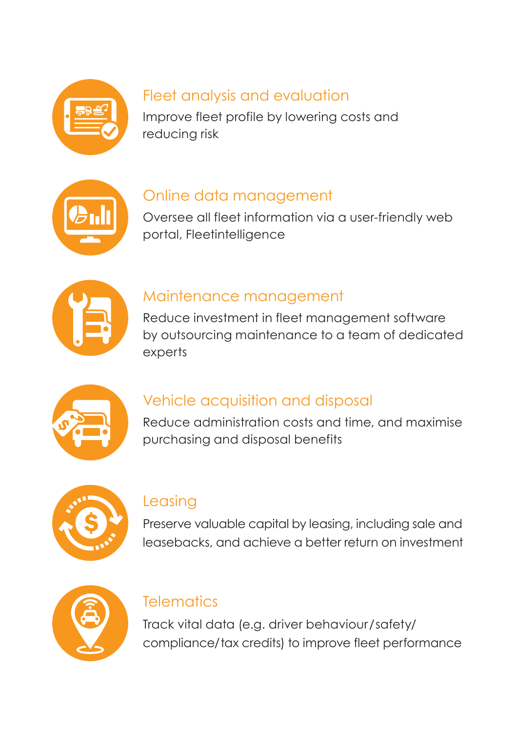### Fleet analysis and evaluation

Improve fleet profile by lowering costs and reducing risk

### Online data management

Oversee all fleet information via a user-friendly web portal, Fleetintelligence

### Maintenance management

Reduce investment in fleet management software by outsourcing maintenance to a team of dedicated experts

### Vehicle acquisition and disposal

Reduce administration costs and time, and maximise purchasing and disposal benefits

### Leasing

Preserve valuable capital by leasing, including sale and leasebacks, and achieve a better return on investment

### Telematics

Track vital data (e.g. driver behaviour/safety/compliance/tax credits) to improve fleet performance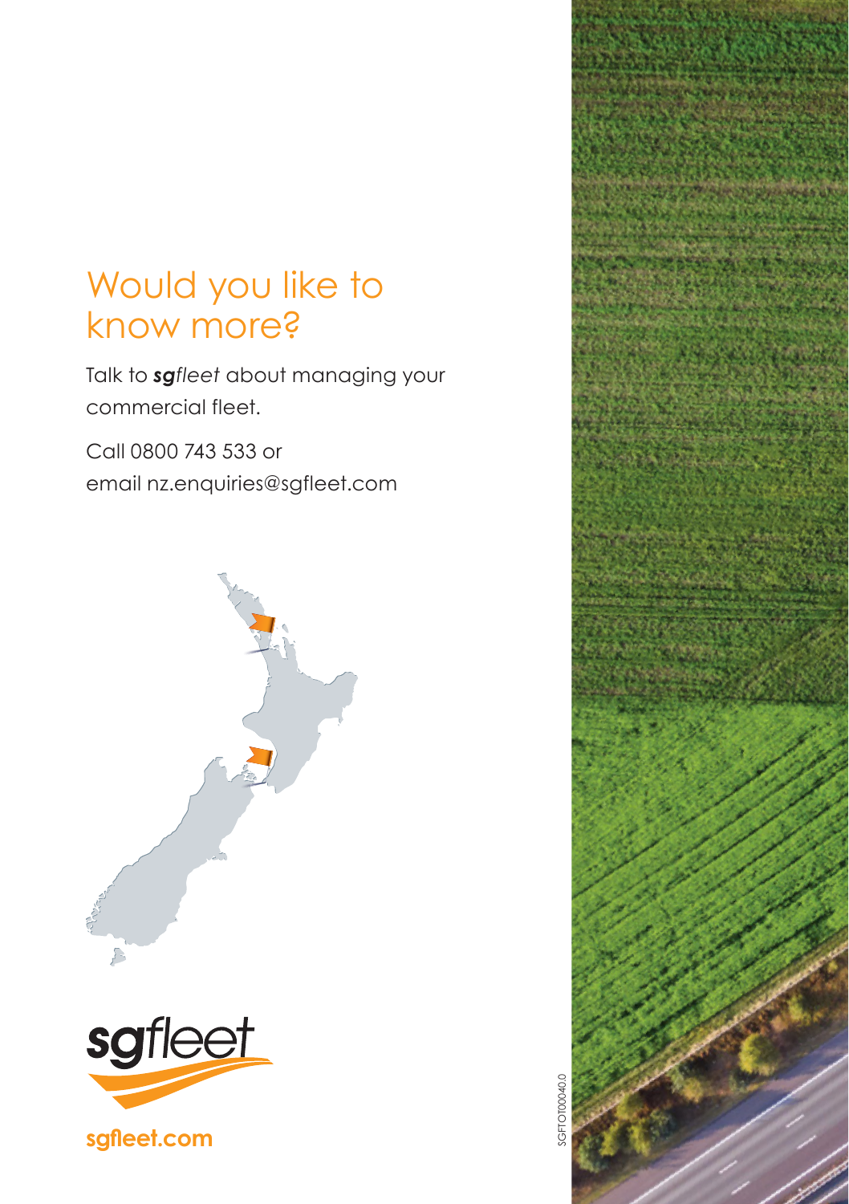# Would you like to know more?

Talk to ***sg****fleet* about managing your commercial fleet.

Call 0800 743 533 or
email nz.enquiries@sgfleet.com

**sgfleet.com**

SGFTOT0040.0